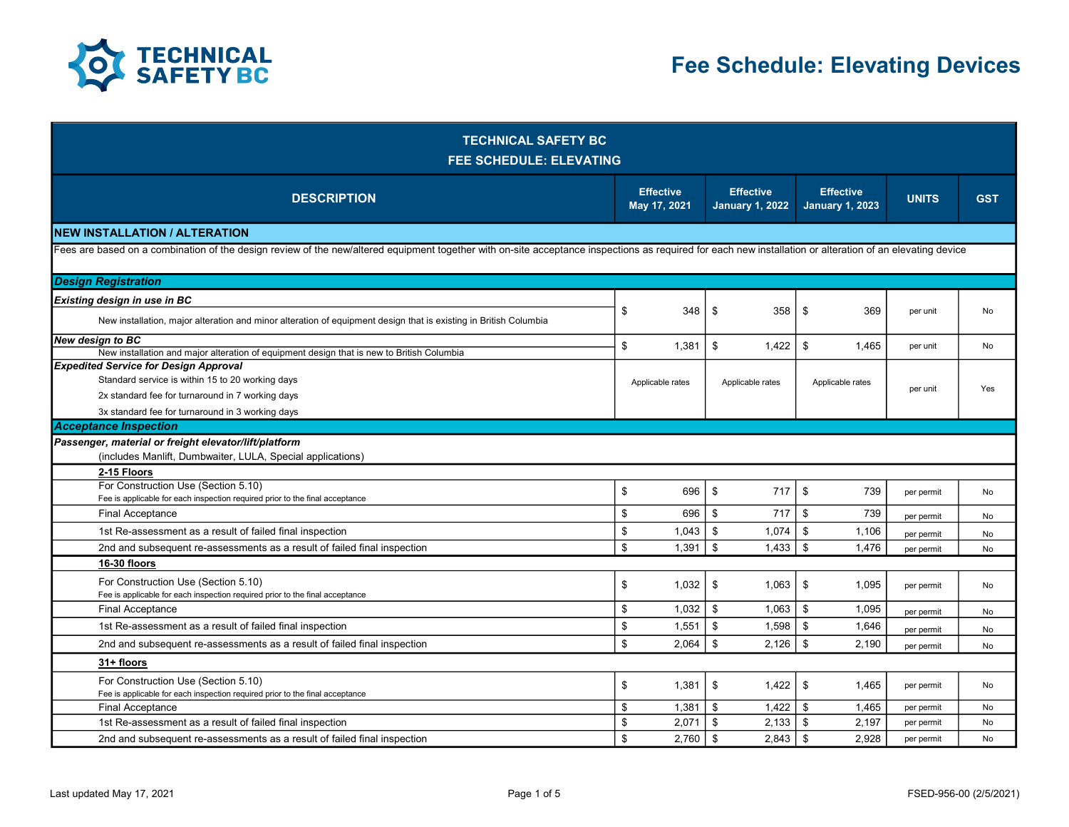# Fee Schedule: Elevating Devices

| TECHNICAL SAFETY BC<br>FEE SCHEDULE: ELEVATING | | | | | |
|---|---|---|---|---|---|
| **DESCRIPTION** | **Effective May 17, 2021** | **Effective January 1, 2022** | **Effective January 1, 2023** | **UNITS** | **GST** |
| **NEW INSTALLATION / ALTERATION** | | | | | |
| Fees are based on a combination of the design review of the new/altered equipment together with on-site acceptance inspections as required for each new installation or alteration of an elevating device | | | | | |
| ***Design Registration*** | | | | | |
| ***Existing design in use in BC*** | | | | | |
| New installation, major alteration and minor alteration of equipment design that is existing in British Columbia | $ 348 | $ 358 | $ 369 | per unit | No |
| ***New design to BC*** | | | | | |
| New installation and major alteration of equipment design that is new to British Columbia | $ 1,381 | $ 1,422 | $ 1,465 | per unit | No |
| ***Expedited Service for Design Approval*** | | | | | |
| Standard service is within 15 to 20 working days<br>2x standard fee for turnaround in 7 working days<br>3x standard fee for turnaround in 3 working days | Applicable rates | Applicable rates | Applicable rates | per unit | Yes |
| ***Acceptance Inspection*** | | | | | |
| ***Passenger, material or freight elevator/lift/platform***<br>(includes Manlift, Dumbwaiter, LULA, Special applications) | | | | | |
| **2-15 Floors** | | | | | |
| For Construction Use (Section 5.10)<br>Fee is applicable for each inspection required prior to the final acceptance | $ 696 | $ 717 | $ 739 | per permit | No |
| Final Acceptance | $ 696 | $ 717 | $ 739 | per permit | No |
| 1st Re-assessment as a result of failed final inspection | $ 1,043 | $ 1,074 | $ 1,106 | per permit | No |
| 2nd and subsequent re-assessments as a result of failed final inspection | $ 1,391 | $ 1,433 | $ 1,476 | per permit | No |
| **16-30 floors** | | | | | |
| For Construction Use (Section 5.10)<br>Fee is applicable for each inspection required prior to the final acceptance | $ 1,032 | $ 1,063 | $ 1,095 | per permit | No |
| Final Acceptance | $ 1,032 | $ 1,063 | $ 1,095 | per permit | No |
| 1st Re-assessment as a result of failed final inspection | $ 1,551 | $ 1,598 | $ 1,646 | per permit | No |
| 2nd and subsequent re-assessments as a result of failed final inspection | $ 2,064 | $ 2,126 | $ 2,190 | per permit | No |
| **31+ floors** | | | | | |
| For Construction Use (Section 5.10)<br>Fee is applicable for each inspection required prior to the final acceptance | $ 1,381 | $ 1,422 | $ 1,465 | per permit | No |
| Final Acceptance | $ 1,381 | $ 1,422 | $ 1,465 | per permit | No |
| 1st Re-assessment as a result of failed final inspection | $ 2,071 | $ 2,133 | $ 2,197 | per permit | No |
| 2nd and subsequent re-assessments as a result of failed final inspection | $ 2,760 | $ 2,843 | $ 2,928 | per permit | No |

Last updated May 17, 2021 FSED-956-00 (2/5/2021)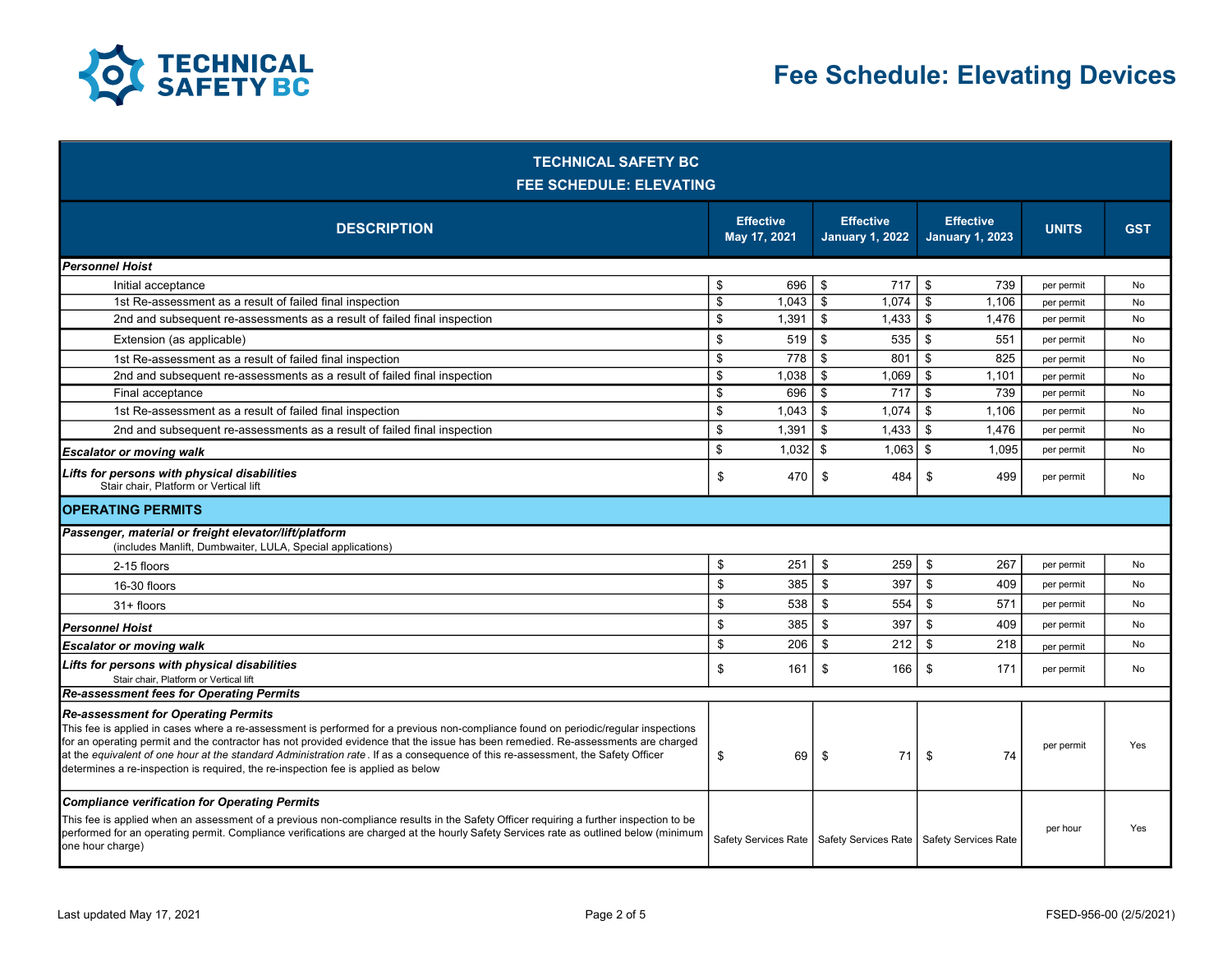# Fee Schedule: Elevating Devices

| TECHNICAL SAFETY BC<br>FEE SCHEDULE: ELEVATING | | | | | |
|---|---|---|---|---|---|
| **DESCRIPTION** | **Effective May 17, 2021** | **Effective January 1, 2022** | **Effective January 1, 2023** | **UNITS** | **GST** |
| ***Personnel Hoist*** | | | | | |
| Initial acceptance | $ 696 | $ 717 | $ 739 | per permit | No |
| 1st Re-assessment as a result of failed final inspection | $ 1,043 | $ 1,074 | $ 1,106 | per permit | No |
| 2nd and subsequent re-assessments as a result of failed final inspection | $ 1,391 | $ 1,433 | $ 1,476 | per permit | No |
| Extension (as applicable) | $ 519 | $ 535 | $ 551 | per permit | No |
| 1st Re-assessment as a result of failed final inspection | $ 778 | $ 801 | $ 825 | per permit | No |
| 2nd and subsequent re-assessments as a result of failed final inspection | $ 1,038 | $ 1,069 | $ 1,101 | per permit | No |
| Final acceptance | $ 696 | $ 717 | $ 739 | per permit | No |
| 1st Re-assessment as a result of failed final inspection | $ 1,043 | $ 1,074 | $ 1,106 | per permit | No |
| 2nd and subsequent re-assessments as a result of failed final inspection | $ 1,391 | $ 1,433 | $ 1,476 | per permit | No |
| ***Escalator or moving walk*** | $ 1,032 | $ 1,063 | $ 1,095 | per permit | No |
| ***Lifts for persons with physical disabilities***<br>Stair chair, Platform or Vertical lift | $ 470 | $ 484 | $ 499 | per permit | No |
| **OPERATING PERMITS** | | | | | |
| ***Passenger, material or freight elevator/lift/platform***<br>(includes Manlift, Dumbwaiter, LULA, Special applications) | | | | | |
| 2-15 floors | $ 251 | $ 259 | $ 267 | per permit | No |
| 16-30 floors | $ 385 | $ 397 | $ 409 | per permit | No |
| 31+ floors | $ 538 | $ 554 | $ 571 | per permit | No |
| ***Personnel Hoist*** | $ 385 | $ 397 | $ 409 | per permit | No |
| ***Escalator or moving walk*** | $ 206 | $ 212 | $ 218 | per permit | No |
| ***Lifts for persons with physical disabilities***<br>Stair chair, Platform or Vertical lift | $ 161 | $ 166 | $ 171 | per permit | No |
| ***Re-assessment fees for Operating Permits*** | | | | | |
| ***Re-assessment for Operating Permits***<br>This fee is applied in cases where a re-assessment is performed for a previous non-compliance found on periodic/regular inspections for an operating permit and the contractor has not provided evidence that the issue has been remedied. Re-assessments are charged at the *equivalent of one hour at the standard Administration rate*. If as a consequence of this re-assessment, the Safety Officer determines a re-inspection is required, the re-inspection fee is applied as below | $ 69 | $ 71 | $ 74 | per permit | Yes |
| ***Compliance verification for Operating Permits***<br>This fee is applied when an assessment of a previous non-compliance results in the Safety Officer requiring a further inspection to be performed for an operating permit. Compliance verifications are charged at the hourly Safety Services rate as outlined below (minimum one hour charge) | Safety Services Rate | Safety Services Rate | Safety Services Rate | per hour | Yes |

Last updated May 17, 2021

FSED-956-00 (2/5/2021)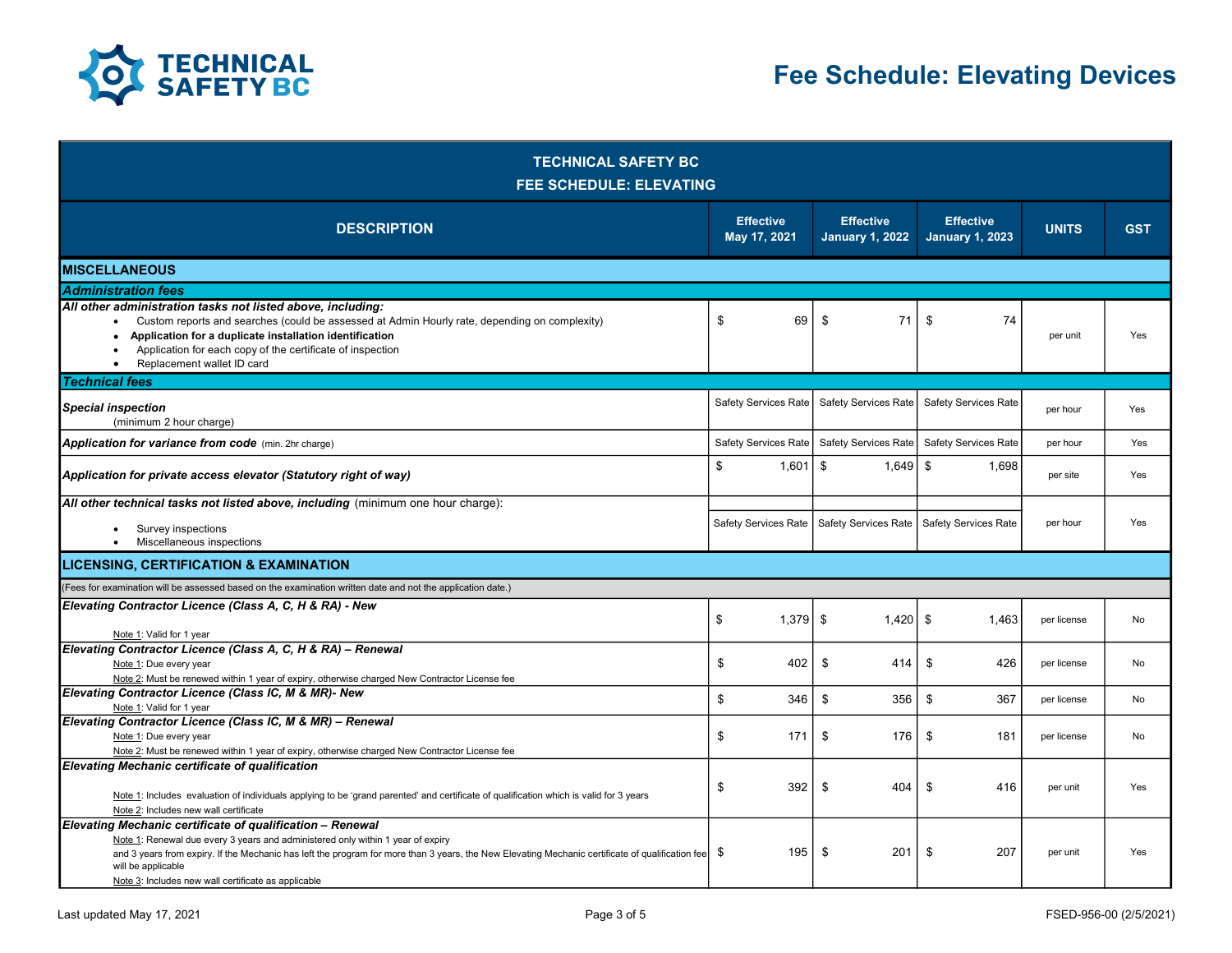# Fee Schedule: Elevating Devices

| TECHNICAL SAFETY BC FEE SCHEDULE: ELEVATING | | | | | |
|---|---|---|---|---|---|
| **DESCRIPTION** | **Effective May 17, 2021** | **Effective January 1, 2022** | **Effective January 1, 2023** | **UNITS** | **GST** |
| **MISCELLANEOUS** | | | | | |
| ***Administration fees*** | | | | | |
| ***All other administration tasks not listed above, including:*** <br>• Custom reports and searches (could be assessed at Admin Hourly rate, depending on complexity)<br>• **Application for a duplicate installation identification**<br>• Application for each copy of the certificate of inspection<br>• Replacement wallet ID card | $ 69 | $ 71 | $ 74 | per unit | Yes |
| ***Technical fees*** | | | | | |
| ***Special inspection*** (minimum 2 hour charge) | Safety Services Rate | Safety Services Rate | Safety Services Rate | per hour | Yes |
| ***Application for variance from code*** (min. 2hr charge) | Safety Services Rate | Safety Services Rate | Safety Services Rate | per hour | Yes |
| ***Application for private access elevator (Statutory right of way)*** | $ 1,601 | $ 1,649 | $ 1,698 | per site | Yes |
| ***All other technical tasks not listed above, including*** (minimum one hour charge):<br>• Survey inspections<br>• Miscellaneous inspections | Safety Services Rate | Safety Services Rate | Safety Services Rate | per hour | Yes |
| **LICENSING, CERTIFICATION & EXAMINATION** | | | | | |
| (Fees for examination will be assessed based on the examination written date and not the application date.) | | | | | |
| ***Elevating Contractor Licence (Class A, C, H & RA) - New***<br>Note 1: Valid for 1 year | $ 1,379 | $ 1,420 | $ 1,463 | per license | No |
| ***Elevating Contractor Licence (Class A, C, H & RA) – Renewal***<br>Note 1: Due every year<br>Note 2: Must be renewed within 1 year of expiry, otherwise charged New Contractor License fee | $ 402 | $ 414 | $ 426 | per license | No |
| ***Elevating Contractor Licence (Class IC, M & MR)- New***<br>Note 1: Valid for 1 year | $ 346 | $ 356 | $ 367 | per license | No |
| ***Elevating Contractor Licence (Class IC, M & MR) – Renewal***<br>Note 1: Due every year<br>Note 2: Must be renewed within 1 year of expiry, otherwise charged New Contractor License fee | $ 171 | $ 176 | $ 181 | per license | No |
| ***Elevating Mechanic certificate of qualification***<br>Note 1: Includes evaluation of individuals applying to be 'grand parented' and certificate of qualification which is valid for 3 years<br>Note 2: Includes new wall certificate | $ 392 | $ 404 | $ 416 | per unit | Yes |
| ***Elevating Mechanic certificate of qualification – Renewal***<br>Note 1: Renewal due every 3 years and administered only within 1 year of expiry and 3 years from expiry. If the Mechanic has left the program for more than 3 years, the New Elevating Mechanic certificate of qualification fee will be applicable<br>Note 3: Includes new wall certificate as applicable | $ 195 | $ 201 | $ 207 | per unit | Yes |

Last updated May 17, 2021

FSED-956-00 (2/5/2021)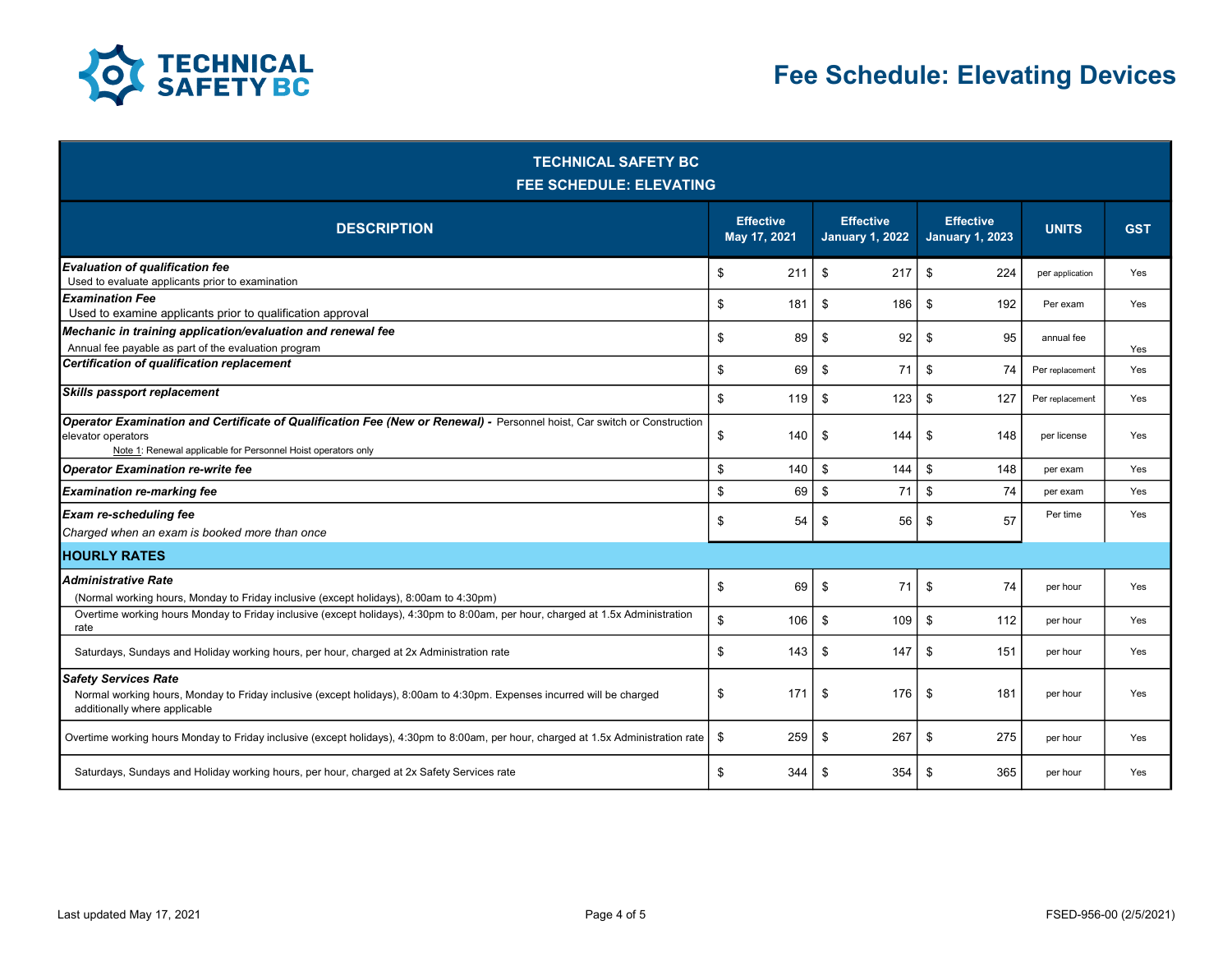# Fee Schedule: Elevating Devices

| TECHNICAL SAFETY BC FEE SCHEDULE: ELEVATING | | | | | |
|---|---|---|---|---|---|
| **DESCRIPTION** | **Effective May 17, 2021** | **Effective January 1, 2022** | **Effective January 1, 2023** | **UNITS** | **GST** |
| ***Evaluation of qualification fee*** Used to evaluate applicants prior to examination | $ 211 | $ 217 | $ 224 | per application | Yes |
| ***Examination Fee*** Used to examine applicants prior to qualification approval | $ 181 | $ 186 | $ 192 | Per exam | Yes |
| ***Mechanic in training application/evaluation and renewal fee*** Annual fee payable as part of the evaluation program | $ 89 | $ 92 | $ 95 | annual fee | Yes |
| ***Certification of qualification replacement*** | $ 69 | $ 71 | $ 74 | Per replacement | Yes |
| ***Skills passport replacement*** | $ 119 | $ 123 | $ 127 | Per replacement | Yes |
| ***Operator Examination and Certificate of Qualification Fee (New or Renewal) -*** Personnel hoist, Car switch or Construction elevator operators Note 1: Renewal applicable for Personnel Hoist operators only | $ 140 | $ 144 | $ 148 | per license | Yes |
| ***Operator Examination re-write fee*** | $ 140 | $ 144 | $ 148 | per exam | Yes |
| ***Examination re-marking fee*** | $ 69 | $ 71 | $ 74 | per exam | Yes |
| ***Exam re-scheduling fee*** *Charged when an exam is booked more than once* | $ 54 | $ 56 | $ 57 | Per time | Yes |
| **HOURLY RATES** | | | | | |
| ***Administrative Rate*** (Normal working hours, Monday to Friday inclusive (except holidays), 8:00am to 4:30pm) | $ 69 | $ 71 | $ 74 | per hour | Yes |
| Overtime working hours Monday to Friday inclusive (except holidays), 4:30pm to 8:00am, per hour, charged at 1.5x Administration rate | $ 106 | $ 109 | $ 112 | per hour | Yes |
| Saturdays, Sundays and Holiday working hours, per hour, charged at 2x Administration rate | $ 143 | $ 147 | $ 151 | per hour | Yes |
| ***Safety Services Rate*** Normal working hours, Monday to Friday inclusive (except holidays), 8:00am to 4:30pm. Expenses incurred will be charged additionally where applicable | $ 171 | $ 176 | $ 181 | per hour | Yes |
| Overtime working hours Monday to Friday inclusive (except holidays), 4:30pm to 8:00am, per hour, charged at 1.5x Administration rate | $ 259 | $ 267 | $ 275 | per hour | Yes |
| Saturdays, Sundays and Holiday working hours, per hour, charged at 2x Safety Services rate | $ 344 | $ 354 | $ 365 | per hour | Yes |

Last updated May 17, 2021

FSED-956-00 (2/5/2021)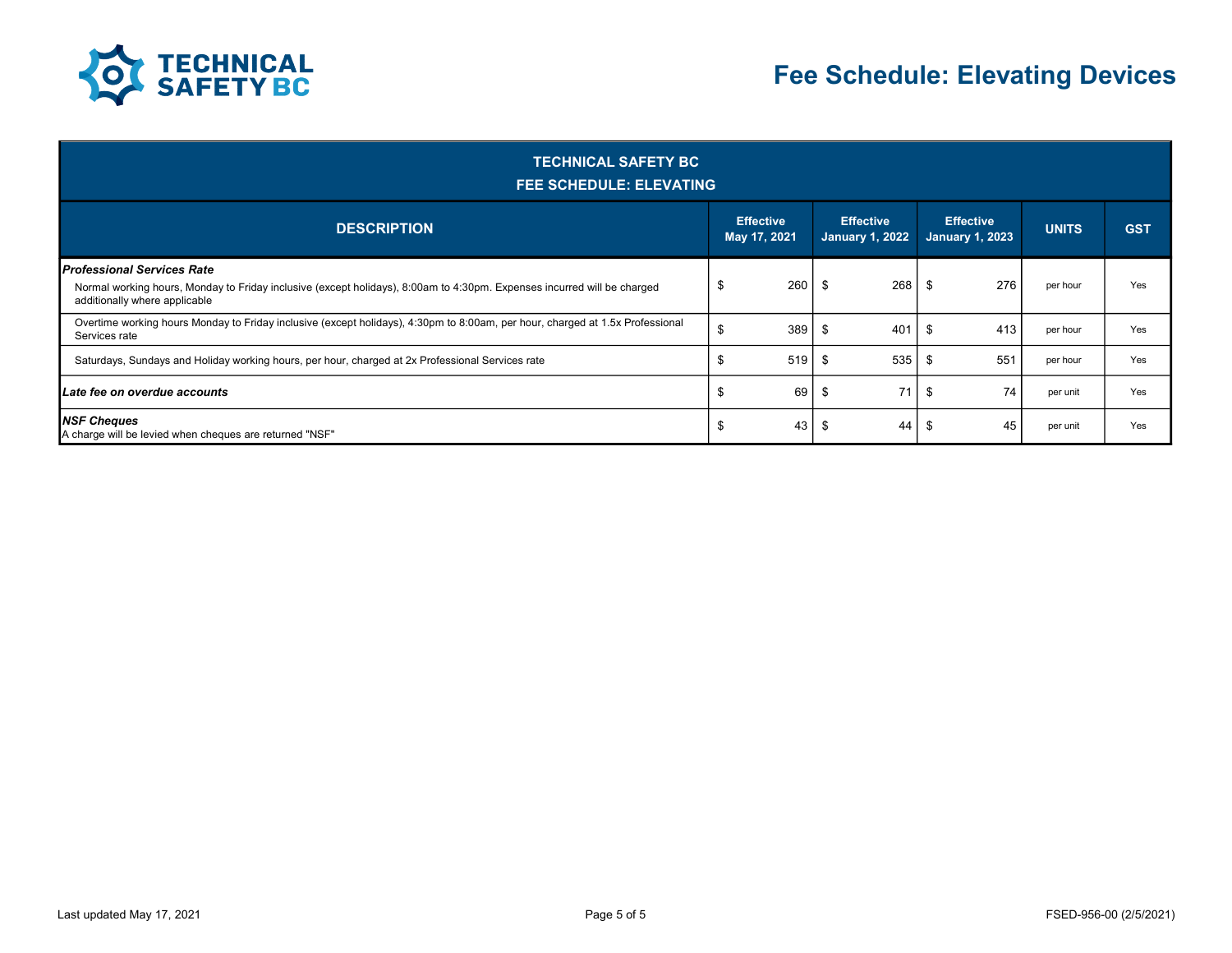# Fee Schedule: Elevating Devices

| TECHNICAL SAFETY BC<br>FEE SCHEDULE: ELEVATING | | | | | |
|---|---|---|---|---|---|
| **DESCRIPTION** | **Effective May 17, 2021** | **Effective January 1, 2022** | **Effective January 1, 2023** | **UNITS** | **GST** |
| ***Professional Services Rate***<br>Normal working hours, Monday to Friday inclusive (except holidays), 8:00am to 4:30pm. Expenses incurred will be charged additionally where applicable | $ 260 | $ 268 | $ 276 | per hour | Yes |
| Overtime working hours Monday to Friday inclusive (except holidays), 4:30pm to 8:00am, per hour, charged at 1.5x Professional Services rate | $ 389 | $ 401 | $ 413 | per hour | Yes |
| Saturdays, Sundays and Holiday working hours, per hour, charged at 2x Professional Services rate | $ 519 | $ 535 | $ 551 | per hour | Yes |
| ***Late fee on overdue accounts*** | $ 69 | $ 71 | $ 74 | per unit | Yes |
| ***NSF Cheques***<br>A charge will be levied when cheques are returned "NSF" | $ 43 | $ 44 | $ 45 | per unit | Yes |

Last updated May 17, 2021

FSED-956-00 (2/5/2021)